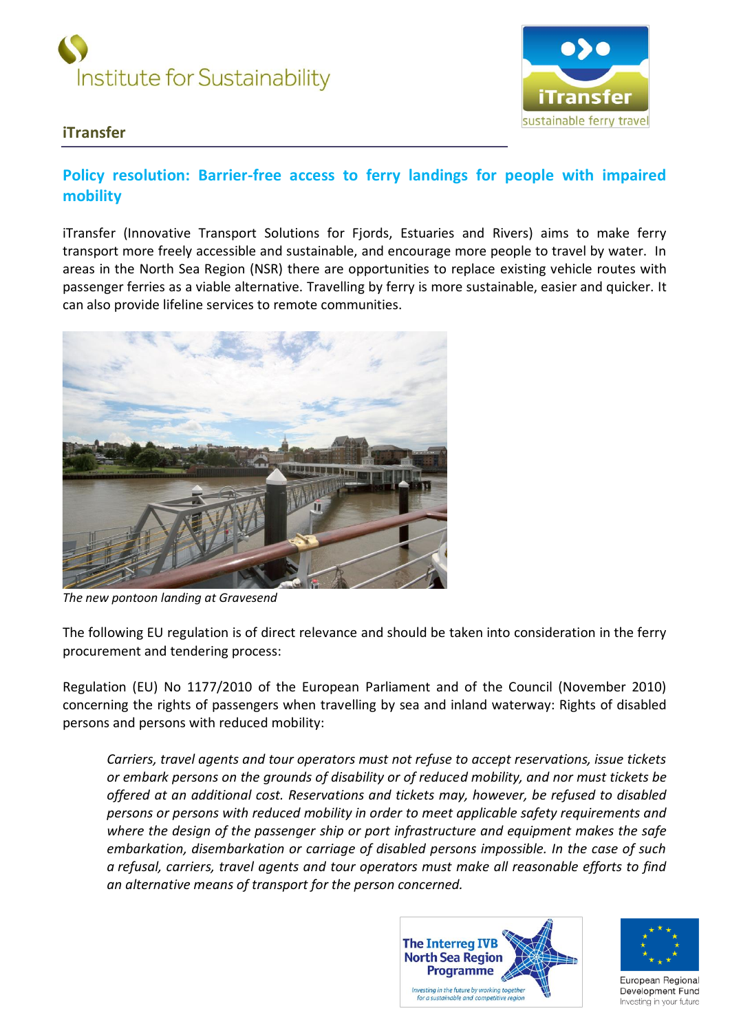Institute for Sustainability

iTransfer sustainable ferry travel

**iTransfer**

## Policy resolution: Barrier-free access to ferry landings for people with impaired mobility

iTransfer (Innovative Transport Solutions for Fjords, Estuaries and Rivers) aims to make ferry transport more freely accessible and sustainable, and encourage more people to travel by water. In areas in the North Sea Region (NSR) there are opportunities to replace existing vehicle routes with passenger ferries as a viable alternative. Travelling by ferry is more sustainable, easier and quicker. It can also provide lifeline services to remote communities.

*The new pontoon landing at Gravesend*

The following EU regulation is of direct relevance and should be taken into consideration in the ferry procurement and tendering process:

Regulation (EU) No 1177/2010 of the European Parliament and of the Council (November 2010) concerning the rights of passengers when travelling by sea and inland waterway: Rights of disabled persons and persons with reduced mobility:

> *Carriers, travel agents and tour operators must not refuse to accept reservations, issue tickets or embark persons on the grounds of disability or of reduced mobility, and nor must tickets be offered at an additional cost. Reservations and tickets may, however, be refused to disabled persons or persons with reduced mobility in order to meet applicable safety requirements and where the design of the passenger ship or port infrastructure and equipment makes the safe embarkation, disembarkation or carriage of disabled persons impossible. In the case of such a refusal, carriers, travel agents and tour operators must make all reasonable efforts to find an alternative means of transport for the person concerned.*

The Interreg IVB North Sea Region Programme — Investing in the future by working together for a sustainable and competitive region

European Regional Development Fund — Investing in your future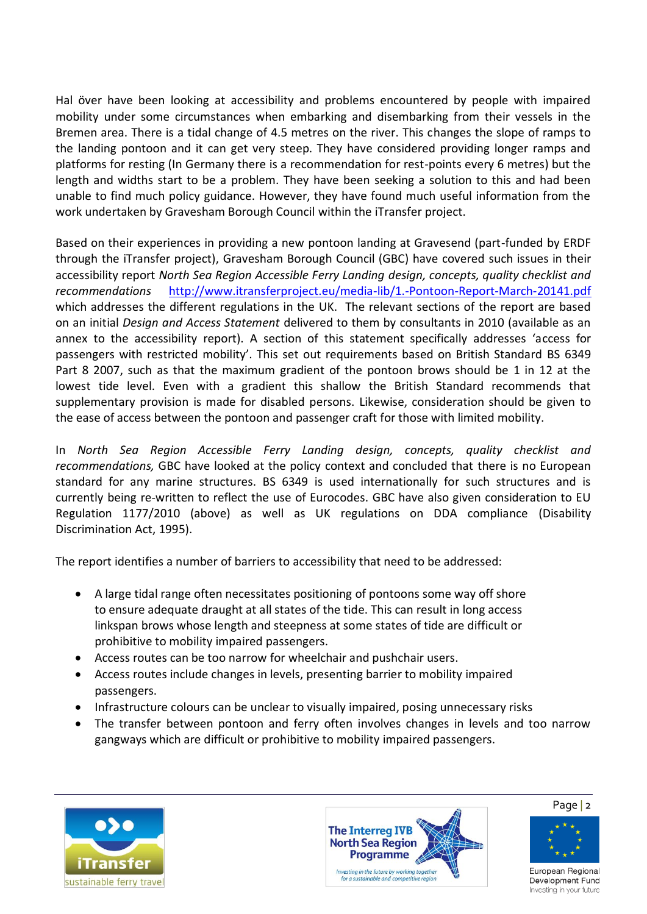Hal över have been looking at accessibility and problems encountered by people with impaired mobility under some circumstances when embarking and disembarking from their vessels in the Bremen area. There is a tidal change of 4.5 metres on the river. This changes the slope of ramps to the landing pontoon and it can get very steep. They have considered providing longer ramps and platforms for resting (In Germany there is a recommendation for rest-points every 6 metres) but the length and widths start to be a problem. They have been seeking a solution to this and had been unable to find much policy guidance. However, they have found much useful information from the work undertaken by Gravesham Borough Council within the iTransfer project.

Based on their experiences in providing a new pontoon landing at Gravesend (part-funded by ERDF through the iTransfer project), Gravesham Borough Council (GBC) have covered such issues in their accessibility report *North Sea Region Accessible Ferry Landing design, concepts, quality checklist and recommendations* http://www.itransferproject.eu/media-lib/1.-Pontoon-Report-March-20141.pdf which addresses the different regulations in the UK. The relevant sections of the report are based on an initial *Design and Access Statement* delivered to them by consultants in 2010 (available as an annex to the accessibility report). A section of this statement specifically addresses 'access for passengers with restricted mobility'. This set out requirements based on British Standard BS 6349 Part 8 2007, such as that the maximum gradient of the pontoon brows should be 1 in 12 at the lowest tide level. Even with a gradient this shallow the British Standard recommends that supplementary provision is made for disabled persons. Likewise, consideration should be given to the ease of access between the pontoon and passenger craft for those with limited mobility.

In *North Sea Region Accessible Ferry Landing design, concepts, quality checklist and recommendations,* GBC have looked at the policy context and concluded that there is no European standard for any marine structures. BS 6349 is used internationally for such structures and is currently being re-written to reflect the use of Eurocodes. GBC have also given consideration to EU Regulation 1177/2010 (above) as well as UK regulations on DDA compliance (Disability Discrimination Act, 1995).

The report identifies a number of barriers to accessibility that need to be addressed:

- A large tidal range often necessitates positioning of pontoons some way off shore to ensure adequate draught at all states of the tide. This can result in long access linkspan brows whose length and steepness at some states of tide are difficult or prohibitive to mobility impaired passengers.
- Access routes can be too narrow for wheelchair and pushchair users.
- Access routes include changes in levels, presenting barrier to mobility impaired passengers.
- Infrastructure colours can be unclear to visually impaired, posing unnecessary risks
- The transfer between pontoon and ferry often involves changes in levels and too narrow gangways which are difficult or prohibitive to mobility impaired passengers.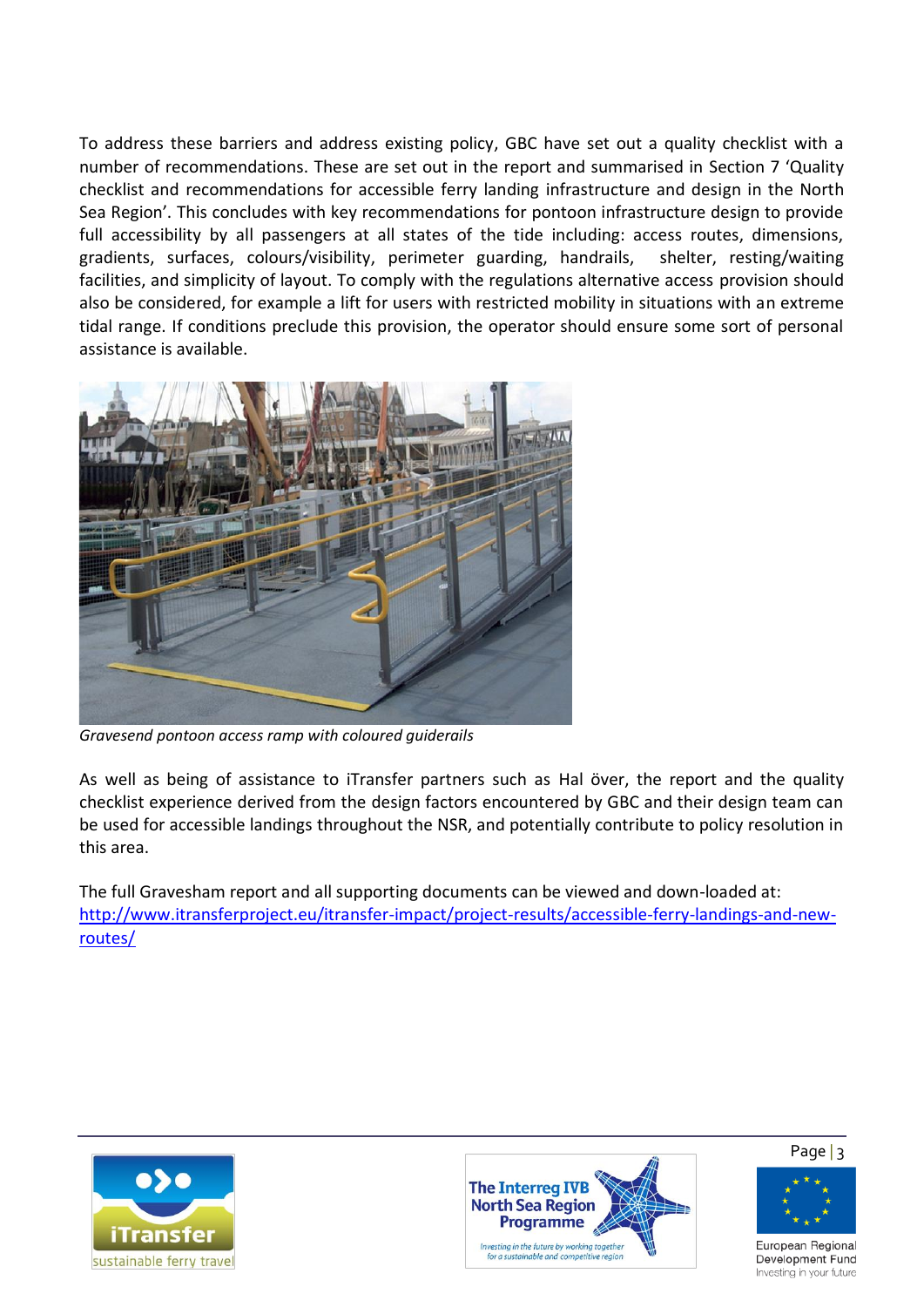To address these barriers and address existing policy, GBC have set out a quality checklist with a number of recommendations. These are set out in the report and summarised in Section 7 'Quality checklist and recommendations for accessible ferry landing infrastructure and design in the North Sea Region'. This concludes with key recommendations for pontoon infrastructure design to provide full accessibility by all passengers at all states of the tide including: access routes, dimensions, gradients, surfaces, colours/visibility, perimeter guarding, handrails, shelter, resting/waiting facilities, and simplicity of layout. To comply with the regulations alternative access provision should also be considered, for example a lift for users with restricted mobility in situations with an extreme tidal range. If conditions preclude this provision, the operator should ensure some sort of personal assistance is available.

*Gravesend pontoon access ramp with coloured guiderails*

As well as being of assistance to iTransfer partners such as Hal över, the report and the quality checklist experience derived from the design factors encountered by GBC and their design team can be used for accessible landings throughout the NSR, and potentially contribute to policy resolution in this area.

The full Gravesham report and all supporting documents can be viewed and down-loaded at:
[http://www.itransferproject.eu/itransfer-impact/project-results/accessible-ferry-landings-and-new-routes/](http://www.itransferproject.eu/itransfer-impact/project-results/accessible-ferry-landings-and-new-routes/)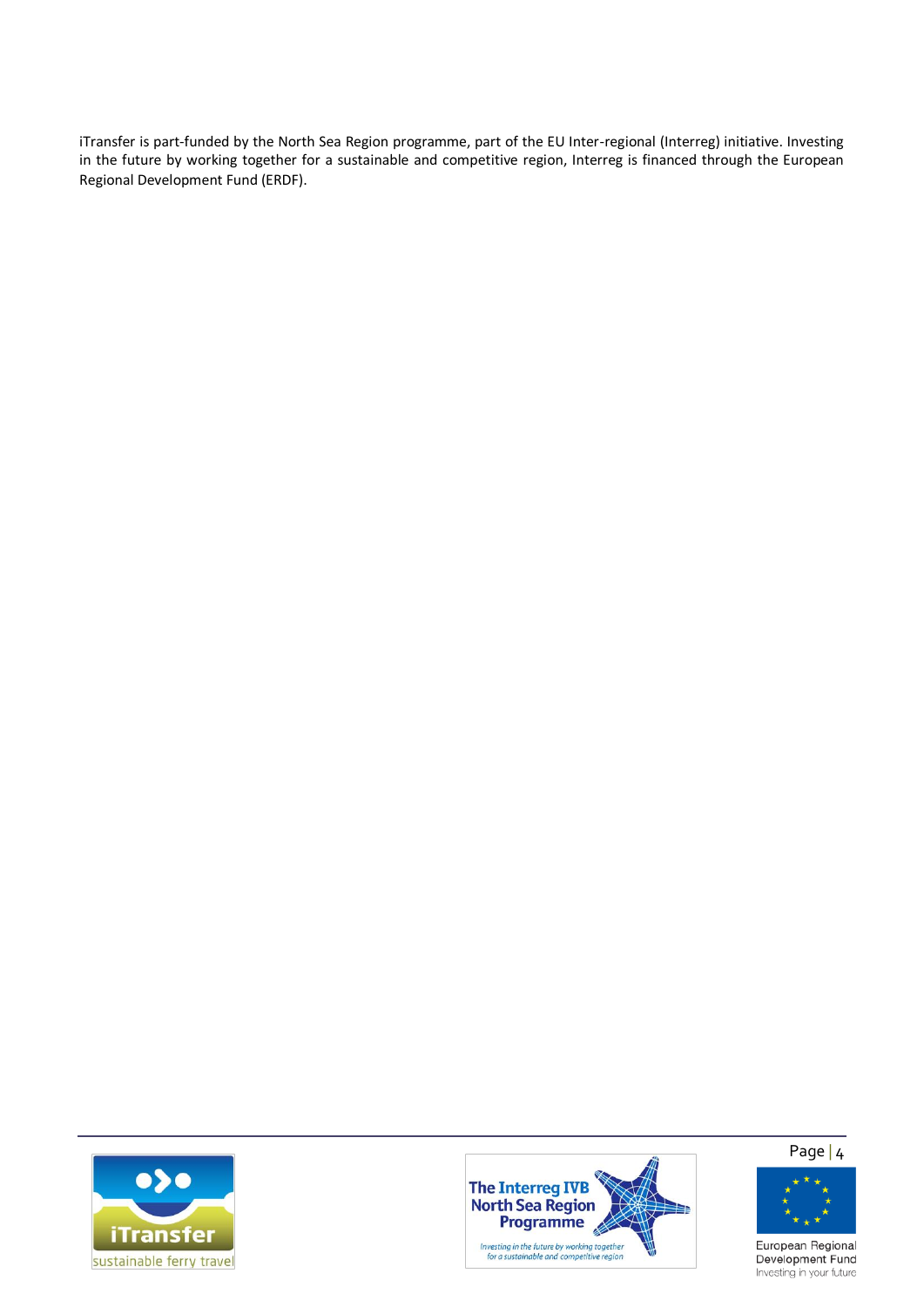iTransfer is part-funded by the North Sea Region programme, part of the EU Inter-regional (Interreg) initiative. Investing in the future by working together for a sustainable and competitive region, Interreg is financed through the European Regional Development Fund (ERDF).